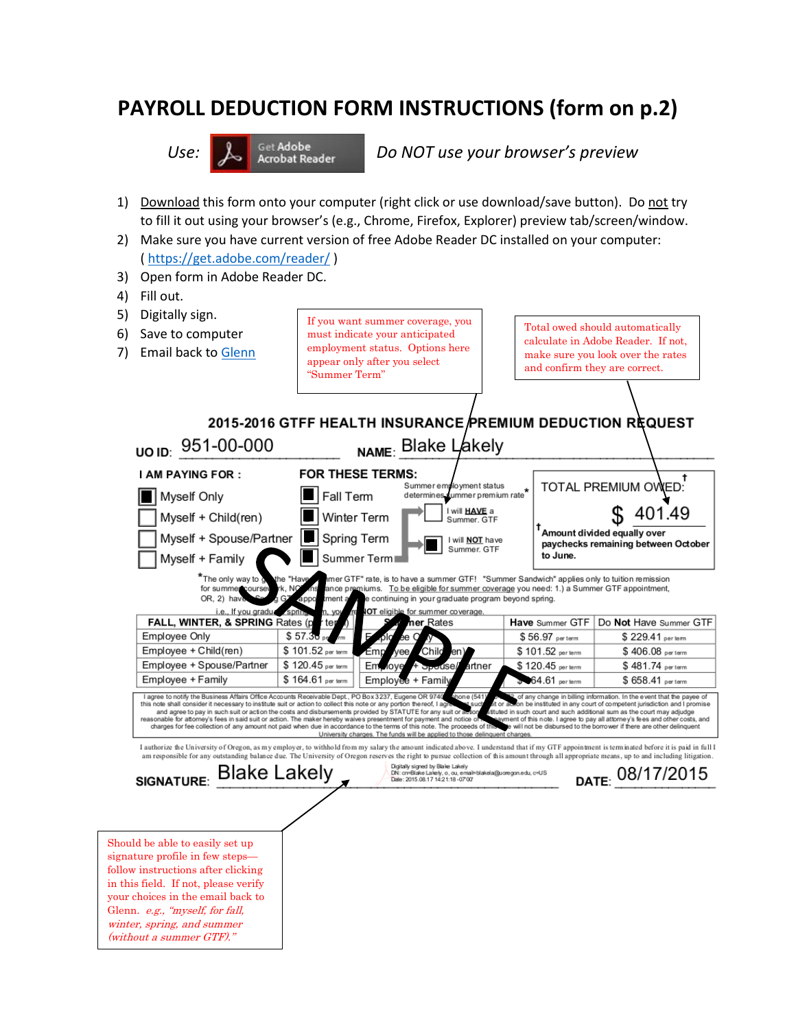# PAYROLL DEDUCTION FORM INSTRUCTIONS (form on p.2)

*Use:* Get Adobe Acrobat Reader *Do NOT use your browser's preview*

1) Download this form onto your computer (right click or use download/save button). Do not try to fill it out using your browser's (e.g., Chrome, Firefox, Explorer) preview tab/screen/window.
2) Make sure you have current version of free Adobe Reader DC installed on your computer: ( https://get.adobe.com/reader/ )
3) Open form in Adobe Reader DC.
4) Fill out.
5) Digitally sign.
6) Save to computer
7) Email back to Glenn

If you want summer coverage, you must indicate your anticipated employment status. Options here appear only after you select "Summer Term"

Total owed should automatically calculate in Adobe Reader. If not, make sure you look over the rates and confirm they are correct.

## 2015-2016 GTFF HEALTH INSURANCE PREMIUM DEDUCTION REQUEST

**UO ID:** 951-00-000 **NAME:** Blake Lakely

**I AM PAYING FOR :**

- ☒ Myself Only
- ☐ Myself + Child(ren)
- ☐ Myself + Spouse/Partner
- ☐ Myself + Family

**FOR THESE TERMS:**

- ☒ Fall Term
- ☒ Winter Term
- ☒ Spring Term
- ☒ Summer Term

Summer employment status determines summer premium rate*

- ☐ I will HAVE a Summer. GTF
- ☒ I will NOT have Summer. GTF

TOTAL PREMIUM OWED:† $ 401.49

†Amount divided equally over paychecks remaining between October to June.

*The only way to [get] the "Have [Sum]mer GTF" rate, is to have a summer GTF! "Summer Sandwich" applies only to tuition remission for summer course[wo]rk, NO[T insur]ance premiums. To be eligible for summer coverage you need: 1.) a Summer GTF appointment, OR, 2) hav[e a] G[TF appoint]ment a[nd b]e continuing in your graduate program beyond spring. i.e., If you gradu[ate] spri[ng, yo]u [are] NOT eligible for summer coverage.

SAMPLE

| FALL, WINTER, & SPRING Rates (per term) | | Summer Rates | Have Summer GTF | Do Not Have Summer GTF |
|---|---|---|---|---|
| Employee Only | $ 57.30 per term | Employee Only | $ 56.97 per term | $ 229.41 per term |
| Employee + Child(ren) | $ 101.52 per term | Employee + Child(ren) | $ 101.52 per term | $ 406.08 per term |
| Employee + Spouse/Partner | $ 120.45 per term | Employee + Spouse/Partner | $ 120.45 per term | $ 481.74 per term |
| Employee + Family | $ 164.61 per term | Employee + Family | $ 164.61 per term | $ 658.41 per term |

I agree to notify the Business Affairs Office Accounts Receivable Dept., PO Box 3237, Eugene OR 974[03], phone (541)[...] of any change in billing information. In the event that the payee of this note shall consider it necessary to institute suit or action to collect this note or any portion thereof, I agre[e ...] such [...] or action be instituted in any court of competent jurisdiction and I promise and agree to pay in such suit or action the costs and disbursements provided by STATUTE for any suit or a[ction ins]tituted in such court and such additional sum as the court may adjudge reasonable for attorney's fees in said suit or action. The maker hereby waives presentment for payment and notice o[f non-pa]yment of this note. I agree to pay all attorney's fees and other costs, and charges for fee collection of any amount not paid when due in accordance to the terms of this note. The proceeds of th[is note] will not be disbursed to the borrower if there are other delinquent University charges. The funds will be applied to those delinquent charges.

I authorize the University of Oregon, as my employer, to withhold from my salary the amount indicated above. I understand that if my GTF appointment is terminated before it is paid in full I am responsible for any outstanding balance due. The University of Oregon reserves the right to pursue collection of this amount through all appropriate means, up to and including litigation.

**SIGNATURE:** Blake Lakely (Digitally signed by Blake Lakely DN: cn=Blake Lakely, o, ou, email=blakela@uoregon.edu, c=US Date: 2015.08.17 14:21:18 -07'00') **DATE:** 08/17/2015

Should be able to easily set up signature profile in few steps—follow instructions after clicking in this field. If not, please verify your choices in the email back to Glenn. *e.g., "myself, for fall, winter, spring, and summer (without a summer GTF)."*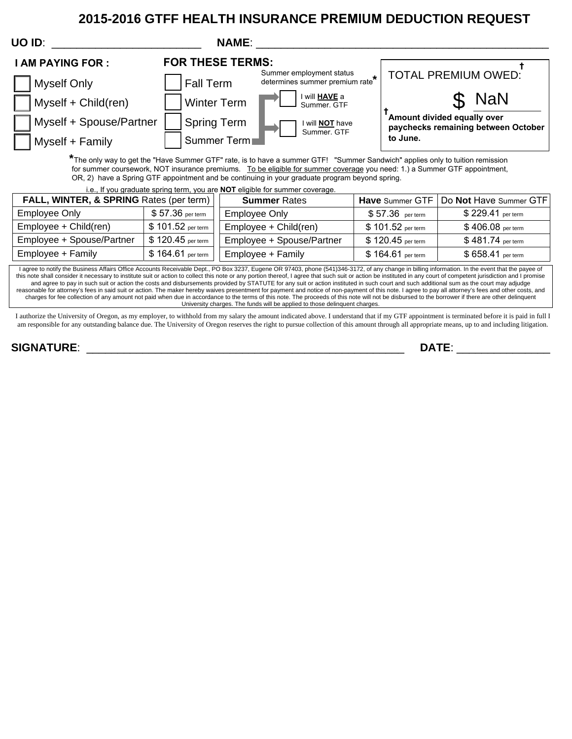# 2015-2016 GTFF HEALTH INSURANCE PREMIUM DEDUCTION REQUEST

**UO ID**: _________________________ **NAME**: _________________________________________________

**I AM PAYING FOR :**

- ☐ Myself Only
- ☐ Myself + Child(ren)
- ☐ Myself + Spouse/Partner
- ☐ Myself + Family

**FOR THESE TERMS:**

- ☐ Fall Term
- ☐ Winter Term
- ☐ Spring Term
- ☐ Summer Term

Summer employment status determines summer premium rate*

- ☐ I will **HAVE** a Summer. GTF
- ☐ I will **NOT** have Summer. GTF

TOTAL PREMIUM OWED:†

$ NaN

†**Amount divided equally over paychecks remaining between October to June.**

*The only way to get the "Have Summer GTF" rate, is to have a summer GTF! "Summer Sandwich" applies only to tuition remission for summer coursework, NOT insurance premiums. To be eligible for summer coverage you need: 1.) a Summer GTF appointment, OR, 2) have a Spring GTF appointment and be continuing in your graduate program beyond spring.

i.e., If you graduate spring term, you are **NOT** eligible for summer coverage.

| **FALL, WINTER, & SPRING** Rates (per term) | |
|---|---|
| Employee Only | $ 57.36 per term |
| Employee + Child(ren) | $ 101.52 per term |
| Employee + Spouse/Partner | $ 120.45 per term |
| Employee + Family | $ 164.61 per term |

| **Summer** Rates | **Have** Summer GTF | Do **Not** Have Summer GTF |
|---|---|---|
| Employee Only | $ 57.36 per term | $ 229.41 per term |
| Employee + Child(ren) | $ 101.52 per term | $ 406.08 per term |
| Employee + Spouse/Partner | $ 120.45 per term | $ 481.74 per term |
| Employee + Family | $ 164.61 per term | $ 658.41 per term |

I agree to notify the Business Affairs Office Accounts Receivable Dept., PO Box 3237, Eugene OR 97403, phone (541)346-3172, of any change in billing information. In the event that the payee of this note shall consider it necessary to institute suit or action to collect this note or any portion thereof, I agree that such suit or action be instituted in any court of competent jurisdiction and I promise and agree to pay in such suit or action the costs and disbursements provided by STATUTE for any suit or action instituted in such court and such additional sum as the court may adjudge reasonable for attorney's fees in said suit or action. The maker hereby waives presentment for payment and notice of non-payment of this note. I agree to pay all attorney's fees and other costs, and charges for fee collection of any amount not paid when due in accordance to the terms of this note. The proceeds of this note will not be disbursed to the borrower if there are other delinquent University charges. The funds will be applied to those delinquent charges.

I authorize the University of Oregon, as my employer, to withhold from my salary the amount indicated above. I understand that if my GTF appointment is terminated before it is paid in full I am responsible for any outstanding balance due. The University of Oregon reserves the right to pursue collection of this amount through all appropriate means, up to and including litigation.

**SIGNATURE**: _______________________________________________________ **DATE**: ________________